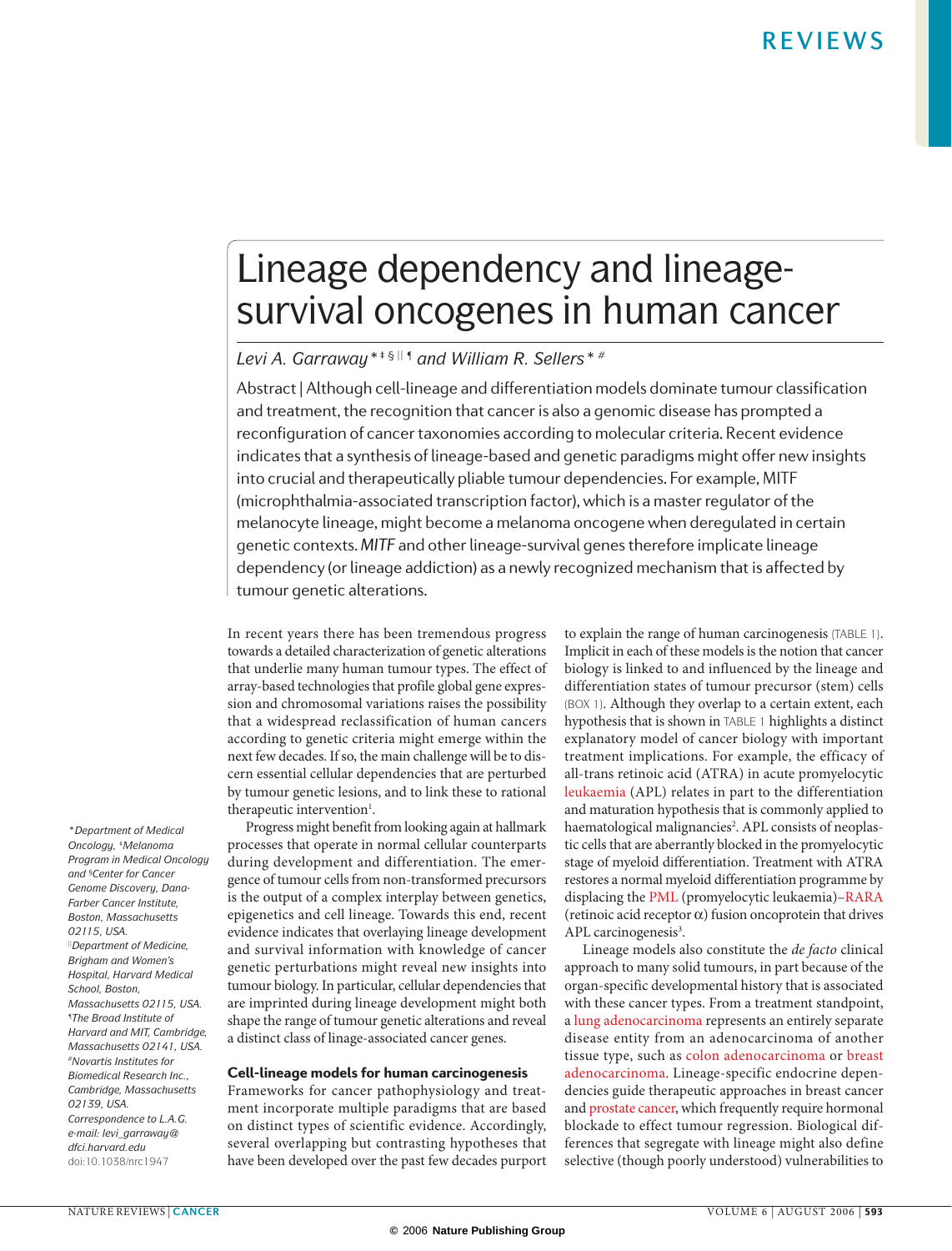# Lineage dependency and lineage-survival oncogenes in human cancer

*Levi A. Garraway*[*‡§||¶] *and William R. Sellers*[*#]

Abstract | Although cell-lineage and differentiation models dominate tumour classification and treatment, the recognition that cancer is also a genomic disease has prompted a reconfiguration of cancer taxonomies according to molecular criteria. Recent evidence indicates that a synthesis of lineage-based and genetic paradigms might offer new insights into crucial and therapeutically pliable tumour dependencies. For example, MITF (microphthalmia-associated transcription factor), which is a master regulator of the melanocyte lineage, might become a melanoma oncogene when deregulated in certain genetic contexts. *MITF* and other lineage-survival genes therefore implicate lineage dependency (or lineage addiction) as a newly recognized mechanism that is affected by tumour genetic alterations.

*Department of Medical Oncology, ‡Melanoma Program in Medical Oncology and §Center for Cancer Genome Discovery, Dana-Farber Cancer Institute, Boston, Massachusetts 02115, USA.
||Department of Medicine, Brigham and Women's Hospital, Harvard Medical School, Boston, Massachusetts 02115, USA.
¶The Broad Institute of Harvard and MIT, Cambridge, Massachusetts 02141, USA.
#Novartis Institutes for Biomedical Research Inc., Cambridge, Massachusetts 02139, USA.
Correspondence to L.A.G.
e-mail: levi_garraway@dfci.harvard.edu
doi:10.1038/nrc1947

In recent years there has been tremendous progress towards a detailed characterization of genetic alterations that underlie many human tumour types. The effect of array-based technologies that profile global gene expression and chromosomal variations raises the possibility that a widespread reclassification of human cancers according to genetic criteria might emerge within the next few decades. If so, the main challenge will be to discern essential cellular dependencies that are perturbed by tumour genetic lesions, and to link these to rational therapeutic intervention[1].

Progress might benefit from looking again at hallmark processes that operate in normal cellular counterparts during development and differentiation. The emergence of tumour cells from non-transformed precursors is the output of a complex interplay between genetics, epigenetics and cell lineage. Towards this end, recent evidence indicates that overlaying lineage development and survival information with knowledge of cancer genetic perturbations might reveal new insights into tumour biology. In particular, cellular dependencies that are imprinted during lineage development might both shape the range of tumour genetic alterations and reveal a distinct class of linage-associated cancer genes.

### Cell-lineage models for human carcinogenesis

Frameworks for cancer pathophysiology and treatment incorporate multiple paradigms that are based on distinct types of scientific evidence. Accordingly, several overlapping but contrasting hypotheses that have been developed over the past few decades purport to explain the range of human carcinogenesis (TABLE 1). Implicit in each of these models is the notion that cancer biology is linked to and influenced by the lineage and differentiation states of tumour precursor (stem) cells (BOX 1). Although they overlap to a certain extent, each hypothesis that is shown in TABLE 1 highlights a distinct explanatory model of cancer biology with important treatment implications. For example, the efficacy of all-trans retinoic acid (ATRA) in acute promyelocytic leukaemia (APL) relates in part to the differentiation and maturation hypothesis that is commonly applied to haematological malignancies[2]. APL consists of neoplastic cells that are aberrantly blocked in the promyelocytic stage of myeloid differentiation. Treatment with ATRA restores a normal myeloid differentiation programme by displacing the PML (promyelocytic leukaemia)–RARA (retinoic acid receptor α) fusion oncoprotein that drives APL carcinogenesis[3].

Lineage models also constitute the *de facto* clinical approach to many solid tumours, in part because of the organ-specific developmental history that is associated with these cancer types. From a treatment standpoint, a lung adenocarcinoma represents an entirely separate disease entity from an adenocarcinoma of another tissue type, such as colon adenocarcinoma or breast adenocarcinoma. Lineage-specific endocrine dependencies guide therapeutic approaches in breast cancer and prostate cancer, which frequently require hormonal blockade to effect tumour regression. Biological differences that segregate with lineage might also define selective (though poorly understood) vulnerabilities to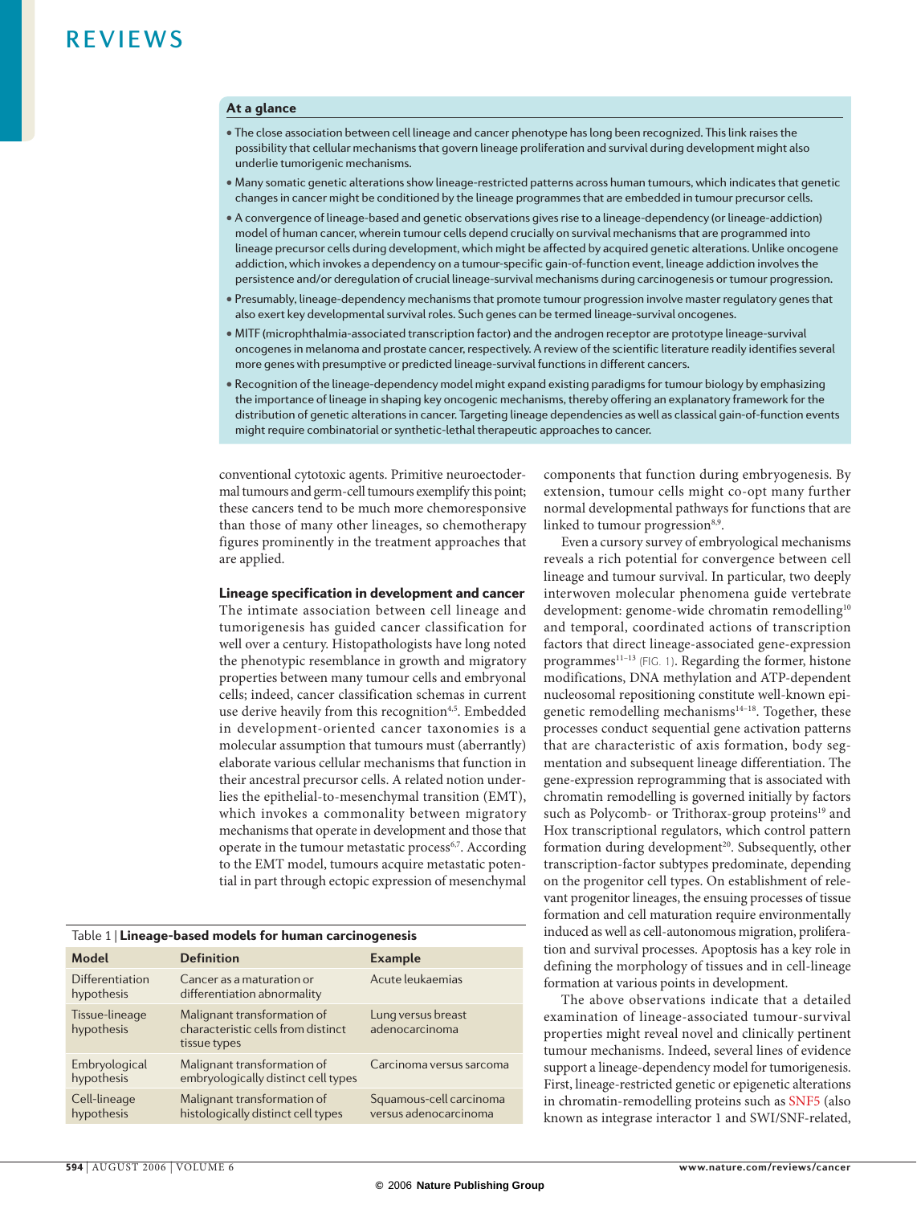### At a glance

- The close association between cell lineage and cancer phenotype has long been recognized. This link raises the possibility that cellular mechanisms that govern lineage proliferation and survival during development might also underlie tumorigenic mechanisms.
- Many somatic genetic alterations show lineage-restricted patterns across human tumours, which indicates that genetic changes in cancer might be conditioned by the lineage programmes that are embedded in tumour precursor cells.
- A convergence of lineage-based and genetic observations gives rise to a lineage-dependency (or lineage-addiction) model of human cancer, wherein tumour cells depend crucially on survival mechanisms that are programmed into lineage precursor cells during development, which might be affected by acquired genetic alterations. Unlike oncogene addiction, which invokes a dependency on a tumour-specific gain-of-function event, lineage addiction involves the persistence and/or deregulation of crucial lineage-survival mechanisms during carcinogenesis or tumour progression.
- Presumably, lineage-dependency mechanisms that promote tumour progression involve master regulatory genes that also exert key developmental survival roles. Such genes can be termed lineage-survival oncogenes.
- MITF (microphthalmia-associated transcription factor) and the androgen receptor are prototype lineage-survival oncogenes in melanoma and prostate cancer, respectively. A review of the scientific literature readily identifies several more genes with presumptive or predicted lineage-survival functions in different cancers.
- Recognition of the lineage-dependency model might expand existing paradigms for tumour biology by emphasizing the importance of lineage in shaping key oncogenic mechanisms, thereby offering an explanatory framework for the distribution of genetic alterations in cancer. Targeting lineage dependencies as well as classical gain-of-function events might require combinatorial or synthetic-lethal therapeutic approaches to cancer.

conventional cytotoxic agents. Primitive neuroectodermal tumours and germ-cell tumours exemplify this point; these cancers tend to be much more chemoresponsive than those of many other lineages, so chemotherapy figures prominently in the treatment approaches that are applied.

### Lineage specification in development and cancer

The intimate association between cell lineage and tumorigenesis has guided cancer classification for well over a century. Histopathologists have long noted the phenotypic resemblance in growth and migratory properties between many tumour cells and embryonal cells; indeed, cancer classification schemas in current use derive heavily from this recognition[4,5]. Embedded in development-oriented cancer taxonomies is a molecular assumption that tumours must (aberrantly) elaborate various cellular mechanisms that function in their ancestral precursor cells. A related notion underlies the epithelial-to-mesenchymal transition (EMT), which invokes a commonality between migratory mechanisms that operate in development and those that operate in the tumour metastatic process[6,7]. According to the EMT model, tumours acquire metastatic potential in part through ectopic expression of mesenchymal components that function during embryogenesis. By extension, tumour cells might co-opt many further normal developmental pathways for functions that are linked to tumour progression[8,9].

Even a cursory survey of embryological mechanisms reveals a rich potential for convergence between cell lineage and tumour survival. In particular, two deeply interwoven molecular phenomena guide vertebrate development: genome-wide chromatin remodelling[10] and temporal, coordinated actions of transcription factors that direct lineage-associated gene-expression programmes[11–13] (FIG. 1). Regarding the former, histone modifications, DNA methylation and ATP-dependent nucleosomal repositioning constitute well-known epigenetic remodelling mechanisms[14–18]. Together, these processes conduct sequential gene activation patterns that are characteristic of axis formation, body segmentation and subsequent lineage differentiation. The gene-expression reprogramming that is associated with chromatin remodelling is governed initially by factors such as Polycomb- or Trithorax-group proteins[19] and Hox transcriptional regulators, which control pattern formation during development[20]. Subsequently, other transcription-factor subtypes predominate, depending on the progenitor cell types. On establishment of relevant progenitor lineages, the ensuing processes of tissue formation and cell maturation require environmentally induced as well as cell-autonomous migration, proliferation and survival processes. Apoptosis has a key role in defining the morphology of tissues and in cell-lineage formation at various points in development.

The above observations indicate that a detailed examination of lineage-associated tumour-survival properties might reveal novel and clinically pertinent tumour mechanisms. Indeed, several lines of evidence support a lineage-dependency model for tumorigenesis. First, lineage-restricted genetic or epigenetic alterations in chromatin-remodelling proteins such as SNF5 (also known as integrase interactor 1 and SWI/SNF-related,

Table 1 | **Lineage-based models for human carcinogenesis**

| Model | Definition | Example |
|---|---|---|
| Differentiation hypothesis | Cancer as a maturation or differentiation abnormality | Acute leukaemias |
| Tissue-lineage hypothesis | Malignant transformation of characteristic cells from distinct tissue types | Lung versus breast adenocarcinoma |
| Embryological hypothesis | Malignant transformation of embryologically distinct cell types | Carcinoma versus sarcoma |
| Cell-lineage hypothesis | Malignant transformation of histologically distinct cell types | Squamous-cell carcinoma versus adenocarcinoma |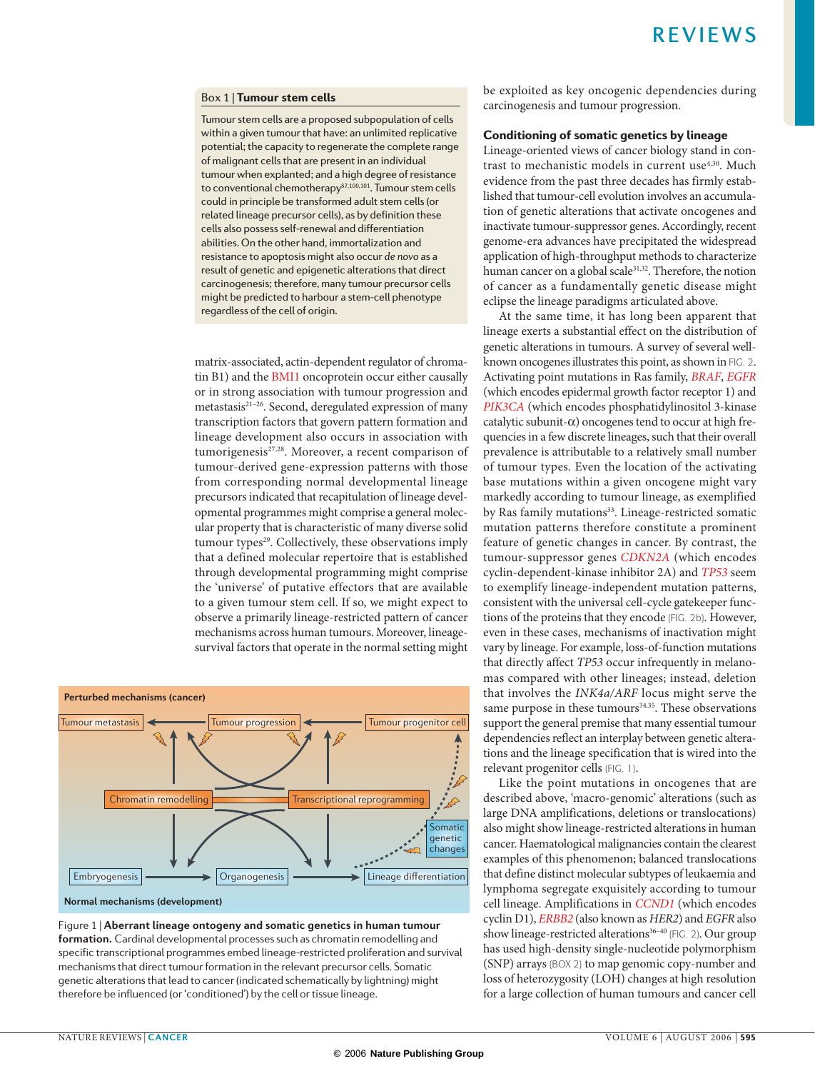> **Box 1 | Tumour stem cells**
>
> Tumour stem cells are a proposed subpopulation of cells within a given tumour that have: an unlimited replicative potential; the capacity to regenerate the complete range of malignant cells that are present in an individual tumour when explanted; and a high degree of resistance to conventional chemotherapy[87,100,101]. Tumour stem cells could in principle be transformed adult stem cells (or related lineage precursor cells), as by definition these cells also possess self-renewal and differentiation abilities. On the other hand, immortalization and resistance to apoptosis might also occur *de novo* as a result of genetic and epigenetic alterations that direct carcinogenesis; therefore, many tumour precursor cells might be predicted to harbour a stem-cell phenotype regardless of the cell of origin.

matrix-associated, actin-dependent regulator of chromatin B1) and the BMI1 oncoprotein occur either causally or in strong association with tumour progression and metastasis[21–26]. Second, deregulated expression of many transcription factors that govern pattern formation and lineage development also occurs in association with tumorigenesis[27,28]. Moreover, a recent comparison of tumour-derived gene-expression patterns with those from corresponding normal developmental lineage precursors indicated that recapitulation of lineage developmental programmes might comprise a general molecular property that is characteristic of many diverse solid tumour types[29]. Collectively, these observations imply that a defined molecular repertoire that is established through developmental programming might comprise the 'universe' of putative effectors that are available to a given tumour stem cell. If so, we might expect to observe a primarily lineage-restricted pattern of cancer mechanisms across human tumours. Moreover, lineage-survival factors that operate in the normal setting might be exploited as key oncogenic dependencies during carcinogenesis and tumour progression.

Figure 1 | **Aberrant lineage ontogeny and somatic genetics in human tumour formation.** Cardinal developmental processes such as chromatin remodelling and specific transcriptional programmes embed lineage-restricted proliferation and survival mechanisms that direct tumour formation in the relevant precursor cells. Somatic genetic alterations that lead to cancer (indicated schematically by lightning) might therefore be influenced (or 'conditioned') by the cell or tissue lineage.

## Conditioning of somatic genetics by lineage

Lineage-oriented views of cancer biology stand in contrast to mechanistic models in current use[4,30]. Much evidence from the past three decades has firmly established that tumour-cell evolution involves an accumulation of genetic alterations that activate oncogenes and inactivate tumour-suppressor genes. Accordingly, recent genome-era advances have precipitated the widespread application of high-throughput methods to characterize human cancer on a global scale[31,32]. Therefore, the notion of cancer as a fundamentally genetic disease might eclipse the lineage paradigms articulated above.

At the same time, it has long been apparent that lineage exerts a substantial effect on the distribution of genetic alterations in tumours. A survey of several well-known oncogenes illustrates this point, as shown in FIG. 2. Activating point mutations in Ras family, *BRAF*, *EGFR* (which encodes epidermal growth factor receptor 1) and *PIK3CA* (which encodes phosphatidylinositol 3-kinase catalytic subunit-α) oncogenes tend to occur at high frequencies in a few discrete lineages, such that their overall prevalence is attributable to a relatively small number of tumour types. Even the location of the activating base mutations within a given oncogene might vary markedly according to tumour lineage, as exemplified by Ras family mutations[33]. Lineage-restricted somatic mutation patterns therefore constitute a prominent feature of genetic changes in cancer. By contrast, the tumour-suppressor genes *CDKN2A* (which encodes cyclin-dependent-kinase inhibitor 2A) and *TP53* seem to exemplify lineage-independent mutation patterns, consistent with the universal cell-cycle gatekeeper functions of the proteins that they encode (FIG. 2b). However, even in these cases, mechanisms of inactivation might vary by lineage. For example, loss-of-function mutations that directly affect *TP53* occur infrequently in melanomas compared with other lineages; instead, deletion that involves the *INK4a/ARF* locus might serve the same purpose in these tumours[34,35]. These observations support the general premise that many essential tumour dependencies reflect an interplay between genetic alterations and the lineage specification that is wired into the relevant progenitor cells (FIG. 1).

Like the point mutations in oncogenes that are described above, 'macro-genomic' alterations (such as large DNA amplifications, deletions or translocations) also might show lineage-restricted alterations in human cancer. Haematological malignancies contain the clearest examples of this phenomenon; balanced translocations that define distinct molecular subtypes of leukaemia and lymphoma segregate exquisitely according to tumour cell lineage. Amplifications in *CCND1* (which encodes cyclin D1), *ERBB2* (also known as *HER2*) and *EGFR* also show lineage-restricted alterations[36–40] (FIG. 2). Our group has used high-density single-nucleotide polymorphism (SNP) arrays (BOX 2) to map genomic copy-number and loss of heterozygosity (LOH) changes at high resolution for a large collection of human tumours and cancer cell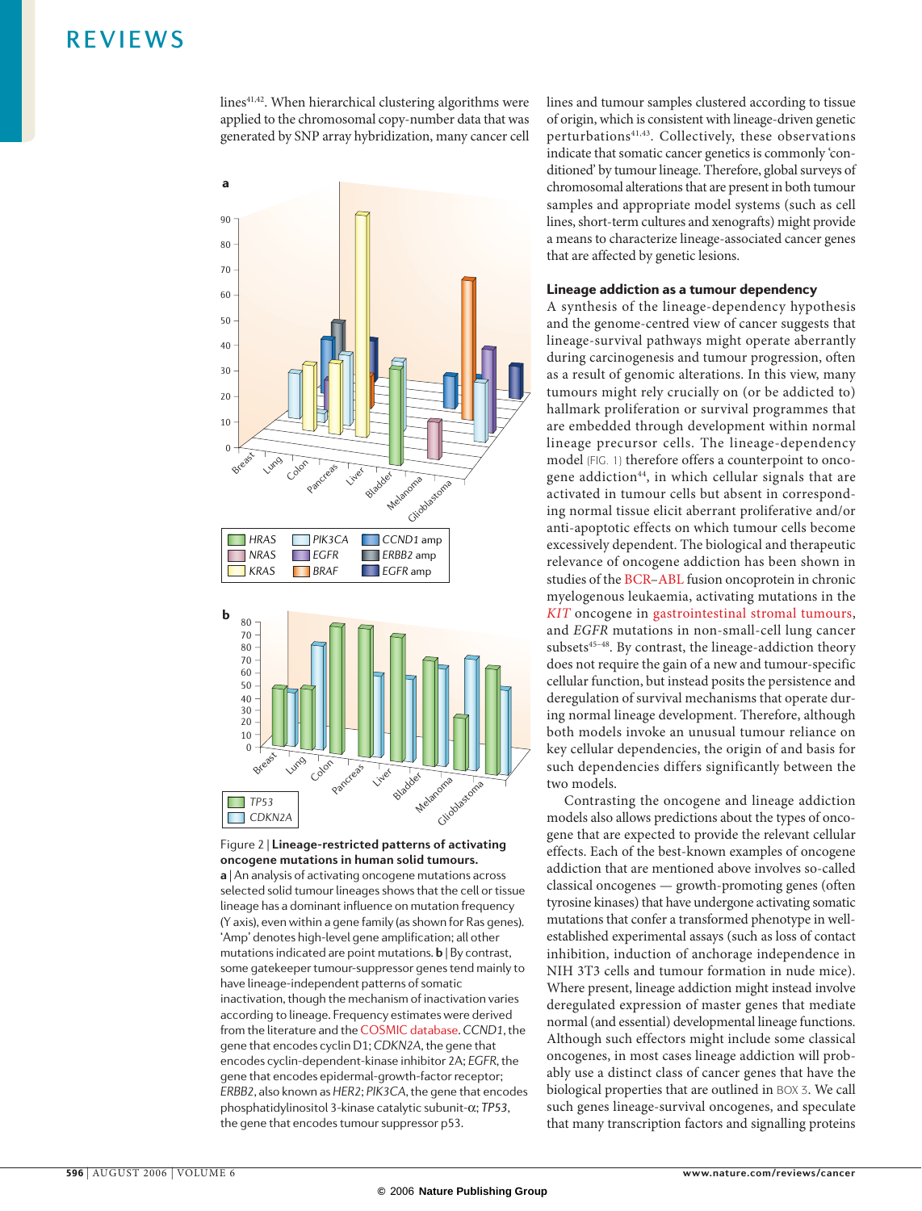lines[41,42]. When hierarchical clustering algorithms were applied to the chromosomal copy-number data that was generated by SNP array hybridization, many cancer cell lines and tumour samples clustered according to tissue of origin, which is consistent with lineage-driven genetic perturbations[41,43]. Collectively, these observations indicate that somatic cancer genetics is commonly 'conditioned' by tumour lineage. Therefore, global surveys of chromosomal alterations that are present in both tumour samples and appropriate model systems (such as cell lines, short-term cultures and xenografts) might provide a means to characterize lineage-associated cancer genes that are affected by genetic lesions.

Figure 2 | **Lineage-restricted patterns of activating oncogene mutations in human solid tumours.** **a** | An analysis of activating oncogene mutations across selected solid tumour lineages shows that the cell or tissue lineage has a dominant influence on mutation frequency (Y axis), even within a gene family (as shown for Ras genes). 'Amp' denotes high-level gene amplification; all other mutations indicated are point mutations. **b** | By contrast, some gatekeeper tumour-suppressor genes tend mainly to have lineage-independent patterns of somatic inactivation, though the mechanism of inactivation varies according to lineage. Frequency estimates were derived from the literature and the COSMIC database. *CCND1*, the gene that encodes cyclin D1; *CDKN2A*, the gene that encodes cyclin-dependent-kinase inhibitor 2A; *EGFR*, the gene that encodes epidermal-growth-factor receptor; *ERBB2*, also known as *HER2*; *PIK3CA*, the gene that encodes phosphatidylinositol 3-kinase catalytic subunit-α; *TP53*, the gene that encodes tumour suppressor p53.

### Lineage addiction as a tumour dependency

A synthesis of the lineage-dependency hypothesis and the genome-centred view of cancer suggests that lineage-survival pathways might operate aberrantly during carcinogenesis and tumour progression, often as a result of genomic alterations. In this view, many tumours might rely crucially on (or be addicted to) hallmark proliferation or survival programmes that are embedded through development within normal lineage precursor cells. The lineage-dependency model (FIG. 1) therefore offers a counterpoint to oncogene addiction[44], in which cellular signals that are activated in tumour cells but absent in corresponding normal tissue elicit aberrant proliferative and/or anti-apoptotic effects on which tumour cells become excessively dependent. The biological and therapeutic relevance of oncogene addiction has been shown in studies of the BCR–ABL fusion oncoprotein in chronic myelogenous leukaemia, activating mutations in the *KIT* oncogene in gastrointestinal stromal tumours, and *EGFR* mutations in non-small-cell lung cancer subsets[45–48]. By contrast, the lineage-addiction theory does not require the gain of a new and tumour-specific cellular function, but instead posits the persistence and deregulation of survival mechanisms that operate during normal lineage development. Therefore, although both models invoke an unusual tumour reliance on key cellular dependencies, the origin of and basis for such dependencies differs significantly between the two models.

Contrasting the oncogene and lineage addiction models also allows predictions about the types of oncogene that are expected to provide the relevant cellular effects. Each of the best-known examples of oncogene addiction that are mentioned above involves so-called classical oncogenes — growth-promoting genes (often tyrosine kinases) that have undergone activating somatic mutations that confer a transformed phenotype in well-established experimental assays (such as loss of contact inhibition, induction of anchorage independence in NIH 3T3 cells and tumour formation in nude mice). Where present, lineage addiction might instead involve deregulated expression of master genes that mediate normal (and essential) developmental lineage functions. Although such effectors might include some classical oncogenes, in most cases lineage addiction will probably use a distinct class of cancer genes that have the biological properties that are outlined in BOX 3. We call such genes lineage-survival oncogenes, and speculate that many transcription factors and signalling proteins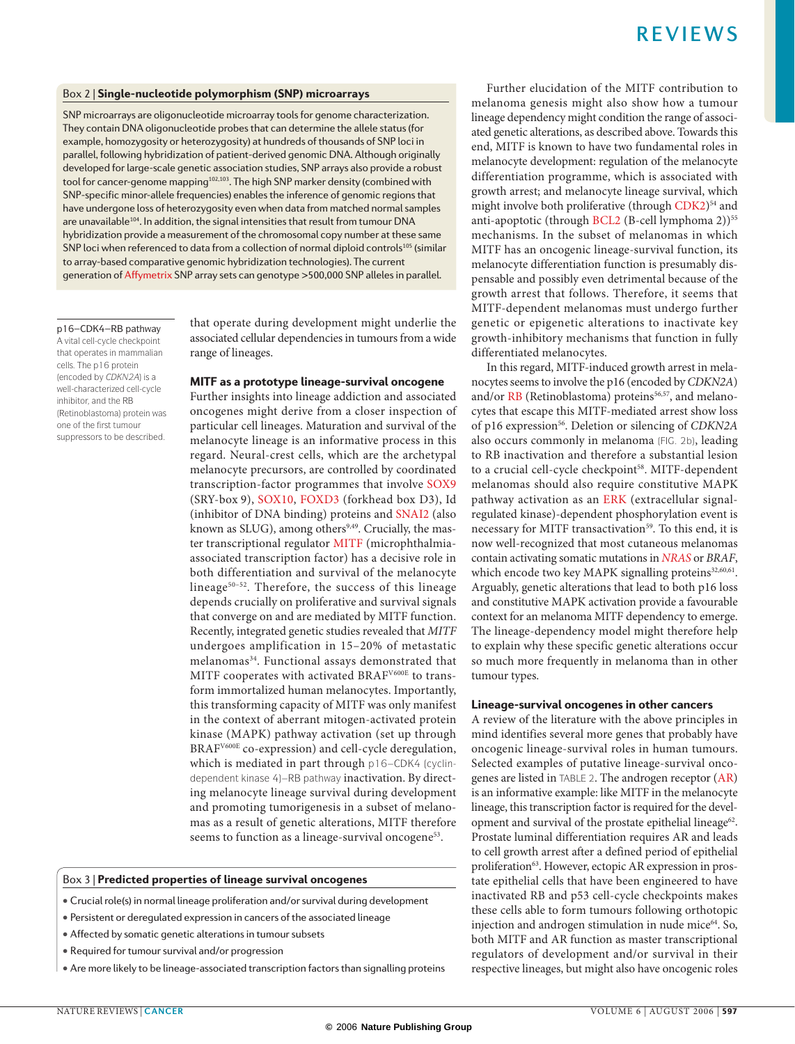### Box 2 | Single-nucleotide polymorphism (SNP) microarrays

SNP microarrays are oligonucleotide microarray tools for genome characterization. They contain DNA oligonucleotide probes that can determine the allele status (for example, homozygosity or heterozygosity) at hundreds of thousands of SNP loci in parallel, following hybridization of patient-derived genomic DNA. Although originally developed for large-scale genetic association studies, SNP arrays also provide a robust tool for cancer-genome mapping[102,103]. The high SNP marker density (combined with SNP-specific minor-allele frequencies) enables the inference of genomic regions that have undergone loss of heterozygosity even when data from matched normal samples are unavailable[104]. In addition, the signal intensities that result from tumour DNA hybridization provide a measurement of the chromosomal copy number at these same SNP loci when referenced to data from a collection of normal diploid controls[105] (similar to array-based comparative genomic hybridization technologies). The current generation of Affymetrix SNP array sets can genotype >500,000 SNP alleles in parallel.

**p16–CDK4–RB pathway**
A vital cell-cycle checkpoint that operates in mammalian cells. The p16 protein (encoded by *CDKN2A*) is a well-characterized cell-cycle inhibitor, and the RB (Retinoblastoma) protein was one of the first tumour suppressors to be described.

that operate during development might underlie the associated cellular dependencies in tumours from a wide range of lineages.

## MITF as a prototype lineage-survival oncogene

Further insights into lineage addiction and associated oncogenes might derive from a closer inspection of particular cell lineages. Maturation and survival of the melanocyte lineage is an informative process in this regard. Neural-crest cells, which are the archetypal melanocyte precursors, are controlled by coordinated transcription-factor programmes that involve SOX9 (SRY-box 9), SOX10, FOXD3 (forkhead box D3), Id (inhibitor of DNA binding) proteins and SNAI2 (also known as SLUG), among others[9,49]. Crucially, the master transcriptional regulator MITF (microphthalmia-associated transcription factor) has a decisive role in both differentiation and survival of the melanocyte lineage[50–52]. Therefore, the success of this lineage depends crucially on proliferative and survival signals that converge on and are mediated by MITF function. Recently, integrated genetic studies revealed that *MITF* undergoes amplification in 15–20% of metastatic melanomas[34]. Functional assays demonstrated that MITF cooperates with activated BRAF$^{V600E}$ to transform immortalized human melanocytes. Importantly, this transforming capacity of MITF was only manifest in the context of aberrant mitogen-activated protein kinase (MAPK) pathway activation (set up through BRAF$^{V600E}$ co-expression) and cell-cycle deregulation, which is mediated in part through p16–CDK4 (cyclin-dependent kinase 4)–RB pathway inactivation. By directing melanocyte lineage survival during development and promoting tumorigenesis in a subset of melanomas as a result of genetic alterations, MITF therefore seems to function as a lineage-survival oncogene[53].

Further elucidation of the MITF contribution to melanoma genesis might also show how a tumour lineage dependency might condition the range of associated genetic alterations, as described above. Towards this end, MITF is known to have two fundamental roles in melanocyte development: regulation of the melanocyte differentiation programme, which is associated with growth arrest; and melanocyte lineage survival, which might involve both proliferative (through CDK2)[54] and anti-apoptotic (through BCL2 (B-cell lymphoma 2))[55] mechanisms. In the subset of melanomas in which MITF has an oncogenic lineage-survival function, its melanocyte differentiation function is presumably dispensable and possibly even detrimental because of the growth arrest that follows. Therefore, it seems that MITF-dependent melanomas must undergo further genetic or epigenetic alterations to inactivate key growth-inhibitory mechanisms that function in fully differentiated melanocytes.

In this regard, MITF-induced growth arrest in melanocytes seems to involve the p16 (encoded by *CDKN2A*) and/or RB (Retinoblastoma) proteins[56,57], and melanocytes that escape this MITF-mediated arrest show loss of p16 expression[56]. Deletion or silencing of *CDKN2A* also occurs commonly in melanoma (FIG. 2b), leading to RB inactivation and therefore a substantial lesion to a crucial cell-cycle checkpoint[58]. MITF-dependent melanomas should also require constitutive MAPK pathway activation as an ERK (extracellular signal-regulated kinase)-dependent phosphorylation event is necessary for MITF transactivation[59]. To this end, it is now well-recognized that most cutaneous melanomas contain activating somatic mutations in *NRAS* or *BRAF*, which encode two key MAPK signalling proteins[32,60,61]. Arguably, genetic alterations that lead to both p16 loss and constitutive MAPK activation provide a favourable context for an melanoma MITF dependency to emerge. The lineage-dependency model might therefore help to explain why these specific genetic alterations occur so much more frequently in melanoma than in other tumour types.

## Lineage-survival oncogenes in other cancers

A review of the literature with the above principles in mind identifies several more genes that probably have oncogenic lineage-survival roles in human tumours. Selected examples of putative lineage-survival oncogenes are listed in TABLE 2. The androgen receptor (AR) is an informative example: like MITF in the melanocyte lineage, this transcription factor is required for the development and survival of the prostate epithelial lineage[62]. Prostate luminal differentiation requires AR and leads to cell growth arrest after a defined period of epithelial proliferation[63]. However, ectopic AR expression in prostate epithelial cells that have been engineered to have inactivated RB and p53 cell-cycle checkpoints makes these cells able to form tumours following orthotopic injection and androgen stimulation in nude mice[64]. So, both MITF and AR function as master transcriptional regulators of development and/or survival in their respective lineages, but might also have oncogenic roles

### Box 3 | Predicted properties of lineage survival oncogenes

- Crucial role(s) in normal lineage proliferation and/or survival during development
- Persistent or deregulated expression in cancers of the associated lineage
- Affected by somatic genetic alterations in tumour subsets
- Required for tumour survival and/or progression
- Are more likely to be lineage-associated transcription factors than signalling proteins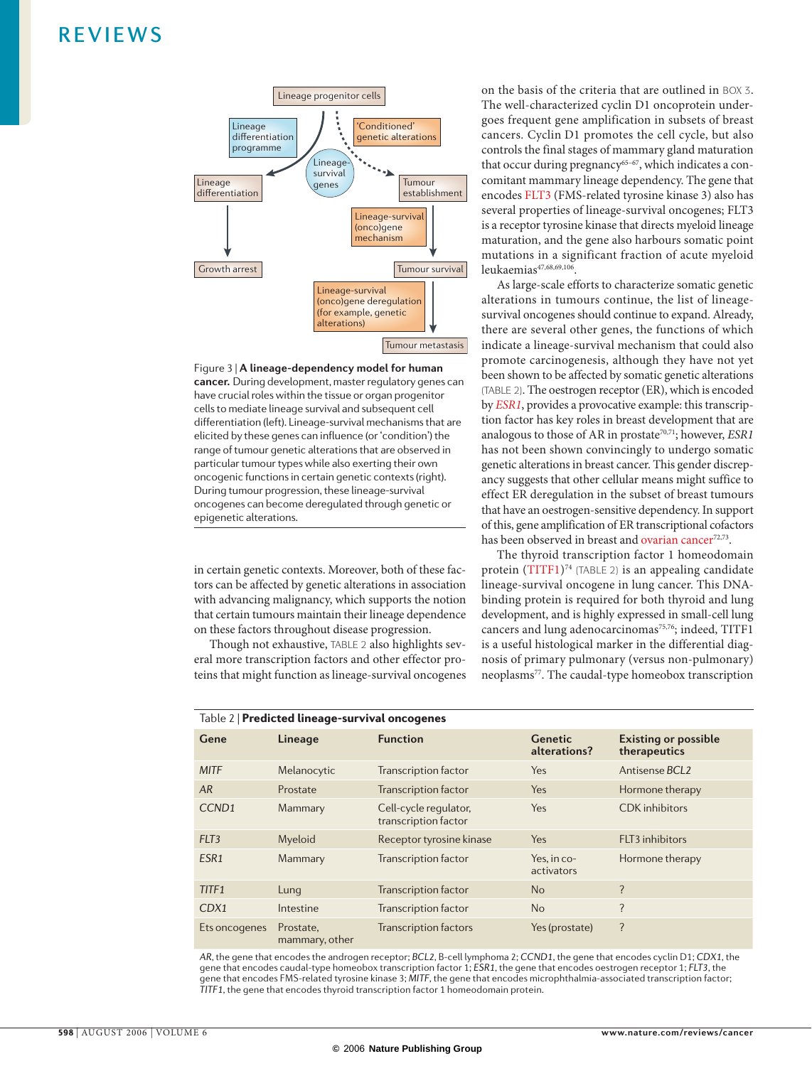Figure 3 | **A lineage-dependency model for human cancer.** During development, master regulatory genes can have crucial roles within the tissue or organ progenitor cells to mediate lineage survival and subsequent cell differentiation (left). Lineage-survival mechanisms that are elicited by these genes can influence (or 'condition') the range of tumour genetic alterations that are observed in particular tumour types while also exerting their own oncogenic functions in certain genetic contexts (right). During tumour progression, these lineage-survival oncogenes can become deregulated through genetic or epigenetic alterations.

in certain genetic contexts. Moreover, both of these factors can be affected by genetic alterations in association with advancing malignancy, which supports the notion that certain tumours maintain their lineage dependence on these factors throughout disease progression.

Though not exhaustive, TABLE 2 also highlights several more transcription factors and other effector proteins that might function as lineage-survival oncogenes on the basis of the criteria that are outlined in BOX 3. The well-characterized cyclin D1 oncoprotein undergoes frequent gene amplification in subsets of breast cancers. Cyclin D1 promotes the cell cycle, but also controls the final stages of mammary gland maturation that occur during pregnancy[65–67], which indicates a concomitant mammary lineage dependency. The gene that encodes FLT3 (FMS-related tyrosine kinase 3) also has several properties of lineage-survival oncogenes; FLT3 is a receptor tyrosine kinase that directs myeloid lineage maturation, and the gene also harbours somatic point mutations in a significant fraction of acute myeloid leukaemias[47,68,69,106].

As large-scale efforts to characterize somatic genetic alterations in tumours continue, the list of lineage-survival oncogenes should continue to expand. Already, there are several other genes, the functions of which indicate a lineage-survival mechanism that could also promote carcinogenesis, although they have not yet been shown to be affected by somatic genetic alterations (TABLE 2). The oestrogen receptor (ER), which is encoded by *ESR1*, provides a provocative example: this transcription factor has key roles in breast development that are analogous to those of AR in prostate[70,71]; however, *ESR1* has not been shown convincingly to undergo somatic genetic alterations in breast cancer. This gender discrepancy suggests that other cellular means might suffice to effect ER deregulation in the subset of breast tumours that have an oestrogen-sensitive dependency. In support of this, gene amplification of ER transcriptional cofactors has been observed in breast and ovarian cancer[72,73].

The thyroid transcription factor 1 homeodomain protein (TITF1)[74] (TABLE 2) is an appealing candidate lineage-survival oncogene in lung cancer. This DNA-binding protein is required for both thyroid and lung development, and is highly expressed in small-cell lung cancers and lung adenocarcinomas[75,76]; indeed, TITF1 is a useful histological marker in the differential diagnosis of primary pulmonary (versus non-pulmonary) neoplasms[77]. The caudal-type homeobox transcription

Table 2 | **Predicted lineage-survival oncogenes**

| Gene | Lineage | Function | Genetic alterations? | Existing or possible therapeutics |
|---|---|---|---|---|
| *MITF* | Melanocytic | Transcription factor | Yes | Antisense *BCL2* |
| *AR* | Prostate | Transcription factor | Yes | Hormone therapy |
| *CCND1* | Mammary | Cell-cycle regulator, transcription factor | Yes | CDK inhibitors |
| *FLT3* | Myeloid | Receptor tyrosine kinase | Yes | FLT3 inhibitors |
| *ESR1* | Mammary | Transcription factor | Yes, in co-activators | Hormone therapy |
| *TITF1* | Lung | Transcription factor | No | ? |
| *CDX1* | Intestine | Transcription factor | No | ? |
| Ets oncogenes | Prostate, mammary, other | Transcription factors | Yes (prostate) | ? |

*AR*, the gene that encodes the androgen receptor; *BCL2*, B-cell lymphoma 2; *CCND1*, the gene that encodes cyclin D1; *CDX1*, the gene that encodes caudal-type homeobox transcription factor 1; *ESR1*, the gene that encodes oestrogen receptor 1; *FLT3*, the gene that encodes FMS-related tyrosine kinase 3; *MITF*, the gene that encodes microphthalmia-associated transcription factor; *TITF1*, the gene that encodes thyroid transcription factor 1 homeodomain protein.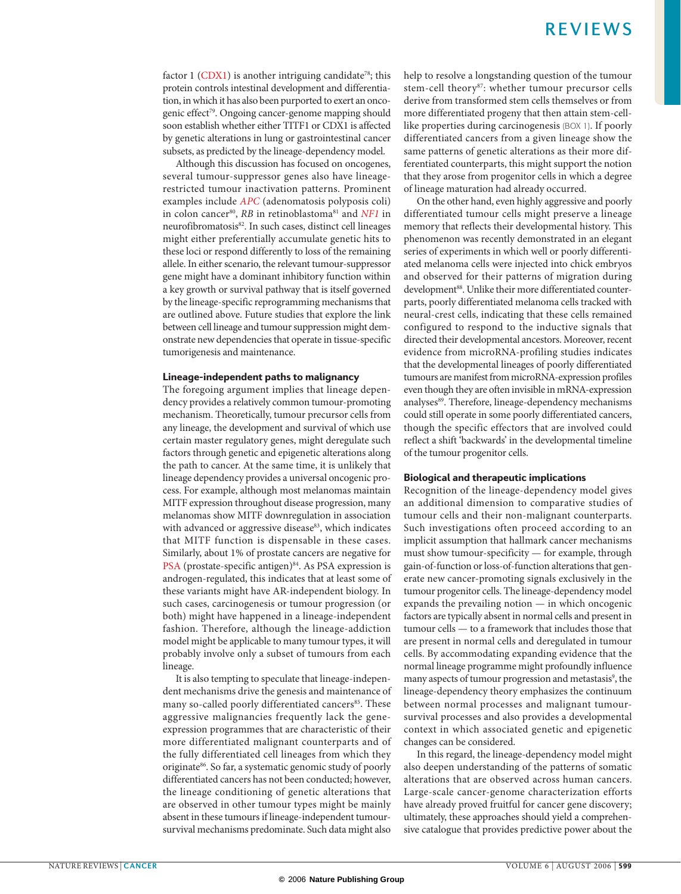factor 1 (CDX1) is another intriguing candidate[78]; this protein controls intestinal development and differentiation, in which it has also been purported to exert an oncogenic effect[79]. Ongoing cancer-genome mapping should soon establish whether either TITF1 or CDX1 is affected by genetic alterations in lung or gastrointestinal cancer subsets, as predicted by the lineage-dependency model.

Although this discussion has focused on oncogenes, several tumour-suppressor genes also have lineage-restricted tumour inactivation patterns. Prominent examples include *APC* (adenomatosis polyposis coli) in colon cancer[80], *RB* in retinoblastoma[81] and *NF1* in neurofibromatosis[82]. In such cases, distinct cell lineages might either preferentially accumulate genetic hits to these loci or respond differently to loss of the remaining allele. In either scenario, the relevant tumour-suppressor gene might have a dominant inhibitory function within a key growth or survival pathway that is itself governed by the lineage-specific reprogramming mechanisms that are outlined above. Future studies that explore the link between cell lineage and tumour suppression might demonstrate new dependencies that operate in tissue-specific tumorigenesis and maintenance.

## Lineage-independent paths to malignancy

The foregoing argument implies that lineage dependency provides a relatively common tumour-promoting mechanism. Theoretically, tumour precursor cells from any lineage, the development and survival of which use certain master regulatory genes, might deregulate such factors through genetic and epigenetic alterations along the path to cancer. At the same time, it is unlikely that lineage dependency provides a universal oncogenic process. For example, although most melanomas maintain MITF expression throughout disease progression, many melanomas show MITF downregulation in association with advanced or aggressive disease[83], which indicates that MITF function is dispensable in these cases. Similarly, about 1% of prostate cancers are negative for PSA (prostate-specific antigen)[84]. As PSA expression is androgen-regulated, this indicates that at least some of these variants might have AR-independent biology. In such cases, carcinogenesis or tumour progression (or both) might have happened in a lineage-independent fashion. Therefore, although the lineage-addiction model might be applicable to many tumour types, it will probably involve only a subset of tumours from each lineage.

It is also tempting to speculate that lineage-independent mechanisms drive the genesis and maintenance of many so-called poorly differentiated cancers[85]. These aggressive malignancies frequently lack the gene-expression programmes that are characteristic of their more differentiated malignant counterparts and of the fully differentiated cell lineages from which they originate[86]. So far, a systematic genomic study of poorly differentiated cancers has not been conducted; however, the lineage conditioning of genetic alterations that are observed in other tumour types might be mainly absent in these tumours if lineage-independent tumour-survival mechanisms predominate. Such data might also help to resolve a longstanding question of the tumour stem-cell theory[87]: whether tumour precursor cells derive from transformed stem cells themselves or from more differentiated progeny that then attain stem-cell-like properties during carcinogenesis (BOX 1). If poorly differentiated cancers from a given lineage show the same patterns of genetic alterations as their more differentiated counterparts, this might support the notion that they arose from progenitor cells in which a degree of lineage maturation had already occurred.

On the other hand, even highly aggressive and poorly differentiated tumour cells might preserve a lineage memory that reflects their developmental history. This phenomenon was recently demonstrated in an elegant series of experiments in which well or poorly differentiated melanoma cells were injected into chick embryos and observed for their patterns of migration during development[88]. Unlike their more differentiated counterparts, poorly differentiated melanoma cells tracked with neural-crest cells, indicating that these cells remained configured to respond to the inductive signals that directed their developmental ancestors. Moreover, recent evidence from microRNA-profiling studies indicates that the developmental lineages of poorly differentiated tumours are manifest from microRNA-expression profiles even though they are often invisible in mRNA-expression analyses[89]. Therefore, lineage-dependency mechanisms could still operate in some poorly differentiated cancers, though the specific effectors that are involved could reflect a shift 'backwards' in the developmental timeline of the tumour progenitor cells.

## Biological and therapeutic implications

Recognition of the lineage-dependency model gives an additional dimension to comparative studies of tumour cells and their non-malignant counterparts. Such investigations often proceed according to an implicit assumption that hallmark cancer mechanisms must show tumour-specificity — for example, through gain-of-function or loss-of-function alterations that generate new cancer-promoting signals exclusively in the tumour progenitor cells. The lineage-dependency model expands the prevailing notion — in which oncogenic factors are typically absent in normal cells and present in tumour cells — to a framework that includes those that are present in normal cells and deregulated in tumour cells. By accommodating expanding evidence that the normal lineage programme might profoundly influence many aspects of tumour progression and metastasis[9], the lineage-dependency theory emphasizes the continuum between normal processes and malignant tumour-survival processes and also provides a developmental context in which associated genetic and epigenetic changes can be considered.

In this regard, the lineage-dependency model might also deepen understanding of the patterns of somatic alterations that are observed across human cancers. Large-scale cancer-genome characterization efforts have already proved fruitful for cancer gene discovery; ultimately, these approaches should yield a comprehensive catalogue that provides predictive power about the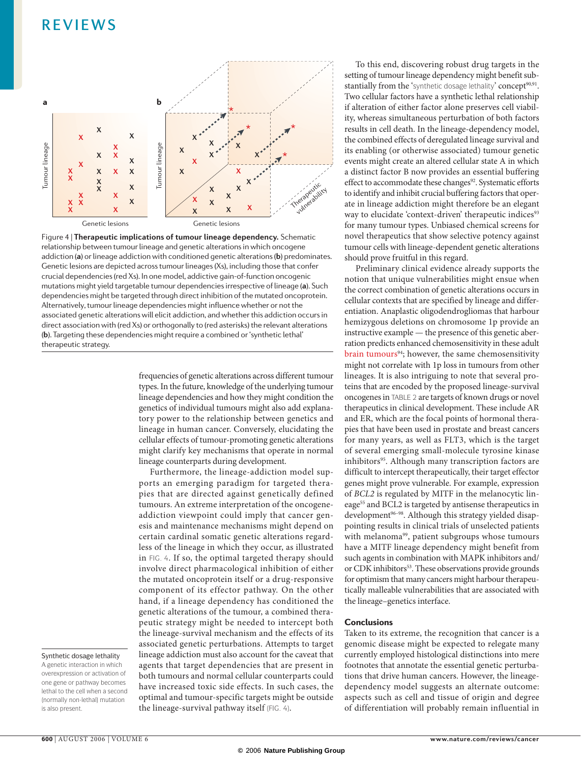Figure 4 | **Therapeutic implications of tumour lineage dependency.** Schematic relationship between tumour lineage and genetic alterations in which oncogene addiction (**a**) or lineage addiction with conditioned genetic alterations (**b**) predominates. Genetic lesions are depicted across tumour lineages (Xs), including those that confer crucial dependencies (red Xs). In one model, addictive gain-of-function oncogenic mutations might yield targetable tumour dependencies irrespective of lineage (**a**). Such dependencies might be targeted through direct inhibition of the mutated oncoprotein. Alternatively, tumour lineage dependencies might influence whether or not the associated genetic alterations will elicit addiction, and whether this addiction occurs in direct association with (red Xs) or orthogonally to (red asterisks) the relevant alterations (**b**). Targeting these dependencies might require a combined or 'synthetic lethal' therapeutic strategy.

frequencies of genetic alterations across different tumour types. In the future, knowledge of the underlying tumour lineage dependencies and how they might condition the genetics of individual tumours might also add explanatory power to the relationship between genetics and lineage in human cancer. Conversely, elucidating the cellular effects of tumour-promoting genetic alterations might clarify key mechanisms that operate in normal lineage counterparts during development.

Furthermore, the lineage-addiction model supports an emerging paradigm for targeted therapies that are directed against genetically defined tumours. An extreme interpretation of the oncogene-addiction viewpoint could imply that cancer genesis and maintenance mechanisms might depend on certain cardinal somatic genetic alterations regardless of the lineage in which they occur, as illustrated in FIG. 4. If so, the optimal targeted therapy should involve direct pharmacological inhibition of either the mutated oncoprotein itself or a drug-responsive component of its effector pathway. On the other hand, if a lineage dependency has conditioned the genetic alterations of the tumour, a combined therapeutic strategy might be needed to intercept both the lineage-survival mechanism and the effects of its associated genetic perturbations. Attempts to target lineage addiction must also account for the caveat that agents that target dependencies that are present in both tumours and normal cellular counterparts could have increased toxic side effects. In such cases, the optimal and tumour-specific targets might be outside the lineage-survival pathway itself (FIG. 4).

To this end, discovering robust drug targets in the setting of tumour lineage dependency might benefit substantially from the 'synthetic dosage lethality' concept[90,91]. Two cellular factors have a synthetic lethal relationship if alteration of either factor alone preserves cell viability, whereas simultaneous perturbation of both factors results in cell death. In the lineage-dependency model, the combined effects of deregulated lineage survival and its enabling (or otherwise associated) tumour genetic events might create an altered cellular state A in which a distinct factor B now provides an essential buffering effect to accommodate these changes[92]. Systematic efforts to identify and inhibit crucial buffering factors that operate in lineage addiction might therefore be an elegant way to elucidate 'context-driven' therapeutic indices[93] for many tumour types. Unbiased chemical screens for novel therapeutics that show selective potency against tumour cells with lineage-dependent genetic alterations should prove fruitful in this regard.

Preliminary clinical evidence already supports the notion that unique vulnerabilities might ensue when the correct combination of genetic alterations occurs in cellular contexts that are specified by lineage and differentiation. Anaplastic oligodendrogliomas that harbour hemizygous deletions on chromosome 1p provide an instructive example — the presence of this genetic aberration predicts enhanced chemosensitivity in these adult brain tumours[94]; however, the same chemosensitivity might not correlate with 1p loss in tumours from other lineages. It is also intriguing to note that several proteins that are encoded by the proposed lineage-survival oncogenes in TABLE 2 are targets of known drugs or novel therapeutics in clinical development. These include AR and ER, which are the focal points of hormonal therapies that have been used in prostate and breast cancers for many years, as well as FLT3, which is the target of several emerging small-molecule tyrosine kinase inhibitors[95]. Although many transcription factors are difficult to intercept therapeutically, their target effector genes might prove vulnerable. For example, expression of *BCL2* is regulated by MITF in the melanocytic lineage[55] and BCL2 is targeted by antisense therapeutics in development[96–98]. Although this strategy yielded disappointing results in clinical trials of unselected patients with melanoma[99], patient subgroups whose tumours have a MITF lineage dependency might benefit from such agents in combination with MAPK inhibitors and/or CDK inhibitors[53]. These observations provide grounds for optimism that many cancers might harbour therapeutically malleable vulnerabilities that are associated with the lineage–genetics interface.

## Conclusions

Taken to its extreme, the recognition that cancer is a genomic disease might be expected to relegate many currently employed histological distinctions into mere footnotes that annotate the essential genetic perturbations that drive human cancers. However, the lineage-dependency model suggests an alternate outcome: aspects such as cell and tissue of origin and degree of differentiation will probably remain influential in

**Synthetic dosage lethality**
A genetic interaction in which overexpression or activation of one gene or pathway becomes lethal to the cell when a second (normally non-lethal) mutation is also present.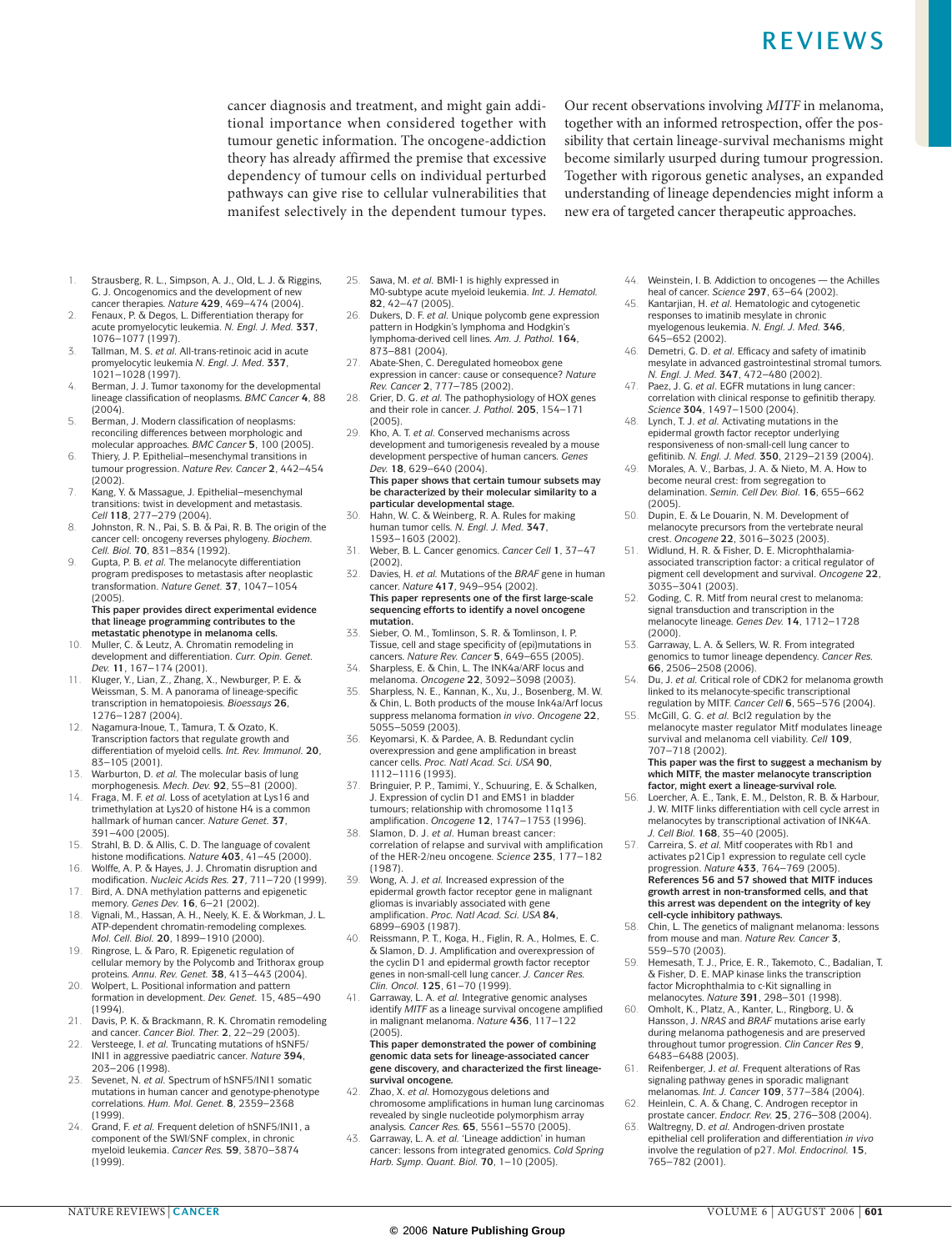cancer diagnosis and treatment, and might gain additional importance when considered together with tumour genetic information. The oncogene-addiction theory has already affirmed the premise that excessive dependency of tumour cells on individual perturbed pathways can give rise to cellular vulnerabilities that manifest selectively in the dependent tumour types. Our recent observations involving *MITF* in melanoma, together with an informed retrospection, offer the possibility that certain lineage-survival mechanisms might become similarly usurped during tumour progression. Together with rigorous genetic analyses, an expanded understanding of lineage dependencies might inform a new era of targeted cancer therapeutic approaches.

1. Strausberg, R. L., Simpson, A. J., Old, L. J. & Riggins, G. J. Oncogenomics and the development of new cancer therapies. *Nature* **429**, 469–474 (2004).
2. Fenaux, P. & Degos, L. Differentiation therapy for acute promyelocytic leukemia. *N. Engl. J. Med.* **337**, 1076–1077 (1997).
3. Tallman, M. S. *et al.* All-trans-retinoic acid in acute promyelocytic leukemia *N. Engl. J. Med.* **337**, 1021–1028 (1997).
4. Berman, J. J. Tumor taxonomy for the developmental lineage classification of neoplasms. *BMC Cancer* **4**, 88 (2004).
5. Berman, J. Modern classification of neoplasms: reconciling differences between morphologic and molecular approaches. *BMC Cancer* **5**, 100 (2005).
6. Thiery, J. P. Epithelial–mesenchymal transitions in tumour progression. *Nature Rev. Cancer* **2**, 442–454 (2002).
7. Kang, Y. & Massague, J. Epithelial–mesenchymal transitions: twist in development and metastasis. *Cell* **118**, 277–279 (2004).
8. Johnston, R. N., Pai, S. B. & Pai, R. B. The origin of the cancer cell: oncogeny reverses phylogeny. *Biochem. Cell. Biol.* **70**, 831–834 (1992).
9. Gupta, P. B. *et al.* The melanocyte differentiation program predisposes to metastasis after neoplastic transformation. *Nature Genet.* **37**, 1047–1054 (2005).
   **This paper provides direct experimental evidence that lineage programming contributes to the metastatic phenotype in melanoma cells.**
10. Muller, C. & Leutz, A. Chromatin remodeling in development and differentiation. *Curr. Opin. Genet. Dev.* **11**, 167–174 (2001).
11. Kluger, Y., Lian, Z., Zhang, X., Newburger, P. E. & Weissman, S. M. A panorama of lineage-specific transcription in hematopoiesis. *Bioessays* **26**, 1276–1287 (2004).
12. Nagamura-Inoue, T., Tamura, T. & Ozato, K. Transcription factors that regulate growth and differentiation of myeloid cells. *Int. Rev. Immunol.* **20**, 83–105 (2001).
13. Warburton, D. *et al.* The molecular basis of lung morphogenesis. *Mech. Dev.* **92**, 55–81 (2000).
14. Fraga, M. F. *et al.* Loss of acetylation at Lys16 and trimethylation at Lys20 of histone H4 is a common hallmark of human cancer. *Nature Genet.* **37**, 391–400 (2005).
15. Strahl, B. D. & Allis, C. D. The language of covalent histone modifications. *Nature* **403**, 41–45 (2000).
16. Wolffe, A. P. & Hayes, J. J. Chromatin disruption and modification. *Nucleic Acids Res.* **27**, 711–720 (1999).
17. Bird, A. DNA methylation patterns and epigenetic memory. *Genes Dev.* **16**, 6–21 (2002).
18. Vignali, M., Hassan, A. H., Neely, K. E. & Workman, J. L. ATP-dependent chromatin-remodeling complexes. *Mol. Cell. Biol.* **20**, 1899–1910 (2000).
19. Ringrose, L. & Paro, R. Epigenetic regulation of cellular memory by the Polycomb and Trithorax group proteins. *Annu. Rev. Genet.* **38**, 413–443 (2004).
20. Wolpert, L. Positional information and pattern formation in development. *Dev. Genet.* 15, 485–490 (1994).
21. Davis, P. K. & Brackmann, R. K. Chromatin remodeling and cancer. *Cancer Biol. Ther.* **2**, 22–29 (2003).
22. Versteege, I. *et al.* Truncating mutations of hSNF5/INI1 in aggressive paediatric cancer. *Nature* **394**, 203–206 (1998).
23. Sevenet, N. *et al.* Spectrum of hSNF5/INI1 somatic mutations in human cancer and genotype-phenotype correlations. *Hum. Mol. Genet.* **8**, 2359–2368 (1999).
24. Grand, F. *et al.* Frequent deletion of hSNF5/INI1, a component of the SWI/SNF complex, in chronic myeloid leukemia. *Cancer Res.* **59**, 3870–3874 (1999).
25. Sawa, M. *et al.* BMI-1 is highly expressed in M0-subtype acute myeloid leukemia. *Int. J. Hematol.* **82**, 42–47 (2005).
26. Dukers, D. F. *et al.* Unique polycomb gene expression pattern in Hodgkin's lymphoma and Hodgkin's lymphoma-derived cell lines. *Am. J. Pathol.* **164**, 873–881 (2004).
27. Abate-Shen, C. Deregulated homeobox gene expression in cancer: cause or consequence? *Nature Rev. Cancer* **2**, 777–785 (2002).
28. Grier, D. G. *et al.* The pathophysiology of HOX genes and their role in cancer. *J. Pathol.* **205**, 154–171 (2005).
29. Kho, A. T. *et al.* Conserved mechanisms across development and tumorigenesis revealed by a mouse development perspective of human cancers. *Genes Dev.* **18**, 629–640 (2004).
   **This paper shows that certain tumour subsets may be characterized by their molecular similarity to a particular developmental stage.**
30. Hahn, W. C. & Weinberg, R. A. Rules for making human tumor cells. *N. Engl. J. Med.* **347**, 1593–1603 (2002).
31. Weber, B. L. Cancer genomics. *Cancer Cell* **1**, 37–47 (2002).
32. Davies, H. *et al.* Mutations of the *BRAF* gene in human cancer. *Nature* **417**, 949–954 (2002).
   **This paper represents one of the first large-scale sequencing efforts to identify a novel oncogene mutation.**
33. Sieber, O. M., Tomlinson, S. R. & Tomlinson, I. P. Tissue, cell and stage specificity of (epi)mutations in cancers. *Nature Rev. Cancer* **5**, 649–655 (2005).
34. Sharpless, E. & Chin, L. The INK4a/ARF locus and melanoma. *Oncogene* **22**, 3092–3098 (2003).
35. Sharpless, N. E., Kannan, K., Xu, J., Bosenberg, M. W. & Chin, L. Both products of the mouse Ink4a/Arf locus suppress melanoma formation *in vivo*. *Oncogene* **22**, 5055–5059 (2003).
36. Keyomarsi, K. & Pardee, A. B. Redundant cyclin overexpression and gene amplification in breast cancer cells. *Proc. Natl Acad. Sci. USA* **90**, 1112–1116 (1993).
37. Bringuier, P. P., Tamimi, Y., Schuuring, E. & Schalken, J. Expression of cyclin D1 and EMS1 in bladder tumours; relationship with chromosome 11q13 amplification. *Oncogene* **12**, 1747–1753 (1996).
38. Slamon, D. J. *et al.* Human breast cancer: correlation of relapse and survival with amplification of the HER-2/neu oncogene. *Science* **235**, 177–182 (1987).
39. Wong, A. J. *et al.* Increased expression of the epidermal growth factor receptor gene in malignant gliomas is invariably associated with gene amplification. *Proc. Natl Acad. Sci. USA* **84**, 6899–6903 (1987).
40. Reissmann, P. T., Koga, H., Figlin, R. A., Holmes, E. C. & Slamon, D. J. Amplification and overexpression of the cyclin D1 and epidermal growth factor receptor genes in non-small-cell lung cancer. *J. Cancer Res. Clin. Oncol.* **125**, 61–70 (1999).
41. Garraway, L. A. *et al.* Integrative genomic analyses identify *MITF* as a lineage survival oncogene amplified in malignant melanoma. *Nature* **436**, 117–122 (2005).
   **This paper demonstrated the power of combining genomic data sets for lineage-associated cancer gene discovery, and characterized the first lineage-survival oncogene.**
42. Zhao, X. *et al.* Homozygous deletions and chromosome amplifications in human lung carcinomas revealed by single nucleotide polymorphism array analysis. *Cancer Res.* **65**, 5561–5570 (2005).
43. Garraway, L. A. *et al.* 'Lineage addiction' in human cancer: lessons from integrated genomics. *Cold Spring Harb. Symp. Quant. Biol.* **70**, 1–10 (2005).
44. Weinstein, I. B. Addiction to oncogenes — the Achilles heal of cancer. *Science* **297**, 63–64 (2002).
45. Kantarjian, H. *et al.* Hematologic and cytogenetic responses to imatinib mesylate in chronic myelogenous leukemia. *N. Engl. J. Med.* **346**, 645–652 (2002).
46. Demetri, G. D. *et al.* Efficacy and safety of imatinib mesylate in advanced gastrointestinal stromal tumors. *N. Engl. J. Med.* **347**, 472–480 (2002).
47. Paez, J. G. *et al.* EGFR mutations in lung cancer: correlation with clinical response to gefitinib therapy. *Science* **304**, 1497–1500 (2004).
48. Lynch, T. J. *et al.* Activating mutations in the epidermal growth factor receptor underlying responsiveness of non-small-cell lung cancer to gefitinib. *N. Engl. J. Med.* **350**, 2129–2139 (2004).
49. Morales, A. V., Barbas, J. A. & Nieto, M. A. How to become neural crest: from segregation to delamination. *Semin. Cell Dev. Biol.* **16**, 655–662 (2005).
50. Dupin, E. & Le Douarin, N. M. Development of melanocyte precursors from the vertebrate neural crest. *Oncogene* **22**, 3016–3023 (2003).
51. Widlund, H. R. & Fisher, D. E. Microphthalamia-associated transcription factor: a critical regulator of pigment cell development and survival. *Oncogene* **22**, 3035–3041 (2003).
52. Goding, C. R. Mitf from neural crest to melanoma: signal transduction and transcription in the melanocyte lineage. *Genes Dev.* **14**, 1712–1728 (2000).
53. Garraway, L. A. & Sellers, W. R. From integrated genomics to tumor lineage dependency. *Cancer Res.* **66**, 2506–2508 (2006).
54. Du, J. *et al.* Critical role of CDK2 for melanoma growth linked to its melanocyte-specific transcriptional regulation by MITF. *Cancer Cell* **6**, 565–576 (2004).
55. McGill, G. G. *et al.* Bcl2 regulation by the melanocyte master regulator Mitf modulates lineage survival and melanoma cell viability. *Cell* **109**, 707–718 (2002).
   **This paper was the first to suggest a mechanism by which MITF, the master melanocyte transcription factor, might exert a lineage-survival role.**
56. Loercher, A. E., Tank, E. M., Delston, R. B. & Harbour, J. W. MITF links differentiation with cell cycle arrest in melanocytes by transcriptional activation of INK4A. *J. Cell Biol.* **168**, 35–40 (2005).
57. Carreira, S. *et al.* Mitf cooperates with Rb1 and activates p21Cip1 expression to regulate cell cycle progression. *Nature* **433**, 764–769 (2005).
   **References 56 and 57 showed that MITF induces growth arrest in non-transformed cells, and that this arrest was dependent on the integrity of key cell-cycle inhibitory pathways.**
58. Chin, L. The genetics of malignant melanoma: lessons from mouse and man. *Nature Rev. Cancer* **3**, 559–570 (2003).
59. Hemesath, T. J., Price, E. R., Takemoto, C., Badalian, T. & Fisher, D. E. MAP kinase links the transcription factor Microphthalmia to c-Kit signalling in melanocytes. *Nature* **391**, 298–301 (1998).
60. Omholt, K., Platz, A., Kanter, L., Ringborg, U. & Hansson, J. *NRAS* and *BRAF* mutations arise early during melanoma pathogenesis and are preserved throughout tumor progression. *Clin Cancer Res* **9**, 6483–6488 (2003).
61. Reifenberger, J. *et al.* Frequent alterations of Ras signaling pathway genes in sporadic malignant melanomas. *Int. J. Cancer* **109**, 377–384 (2004).
62. Heinlein, C. A. & Chang, C. Androgen receptor in prostate cancer. *Endocr. Rev.* **25**, 276–308 (2004).
63. Waltregny, D. *et al.* Androgen-driven prostate epithelial cell proliferation and differentiation *in vivo* involve the regulation of p27. *Mol. Endocrinol.* **15**, 765–782 (2001).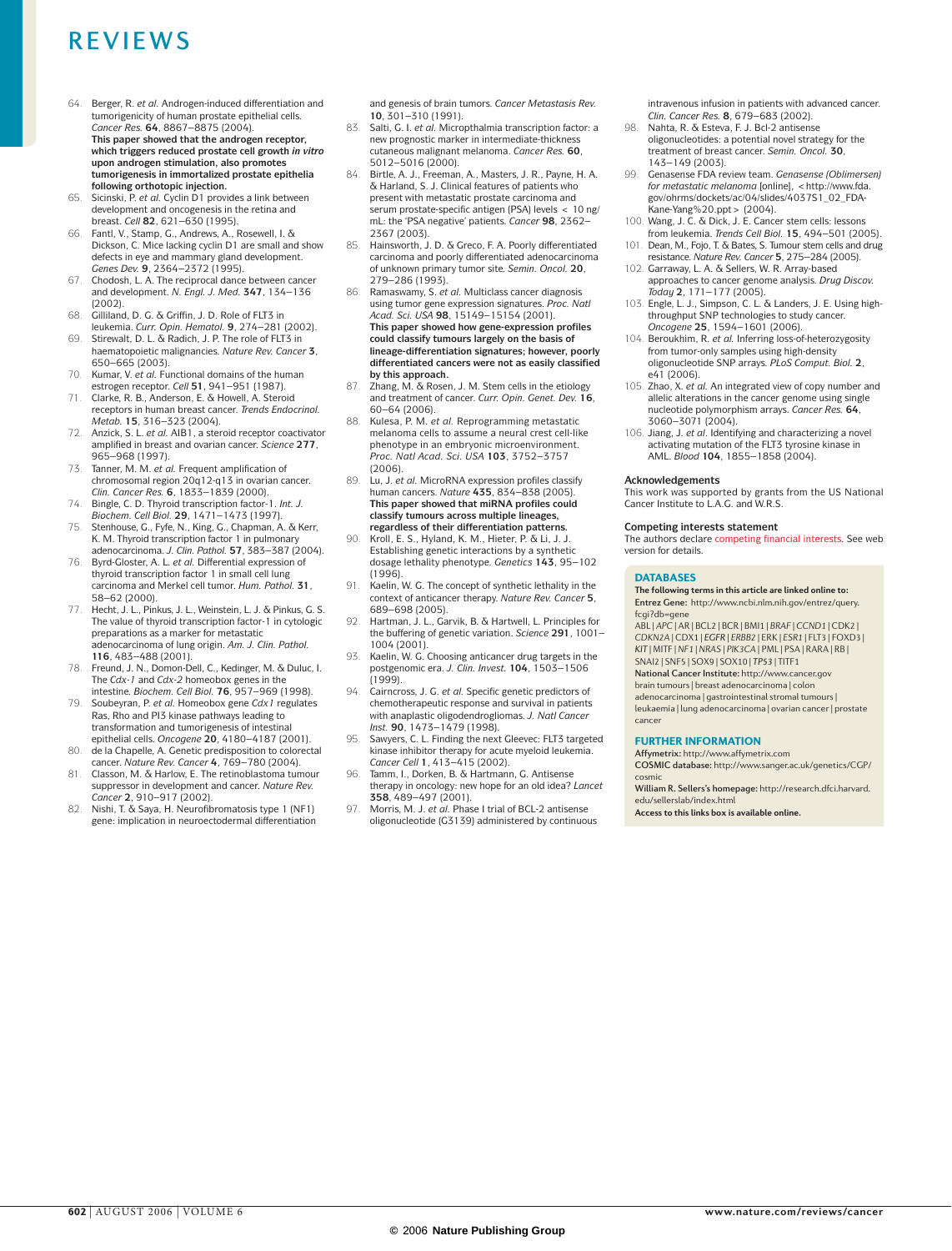64. Berger, R. *et al.* Androgen-induced differentiation and tumorigenicity of human prostate epithelial cells. *Cancer Res.* **64**, 8867–8875 (2004).
**This paper showed that the androgen receptor, which triggers reduced prostate cell growth *in vitro* upon androgen stimulation, also promotes tumorigenesis in immortalized prostate epithelia following orthotopic injection.**
65. Sicinski, P. *et al.* Cyclin D1 provides a link between development and oncogenesis in the retina and breast. *Cell* **82**, 621–630 (1995).
66. Fantl, V., Stamp, G., Andrews, A., Rosewell, I. & Dickson, C. Mice lacking cyclin D1 are small and show defects in eye and mammary gland development. *Genes Dev.* **9**, 2364–2372 (1995).
67. Chodosh, L. A. The reciprocal dance between cancer and development. *N. Engl. J. Med.* **347**, 134–136 (2002).
68. Gilliland, D. G. & Griffin, J. D. Role of FLT3 in leukemia. *Curr. Opin. Hematol.* **9**, 274–281 (2002).
69. Stirewalt, D. L. & Radich, J. P. The role of FLT3 in haematopoietic malignancies. *Nature Rev. Cancer* **3**, 650–665 (2003).
70. Kumar, V. *et al.* Functional domains of the human estrogen receptor. *Cell* **51**, 941–951 (1987).
71. Clarke, R. B., Anderson, E. & Howell, A. Steroid receptors in human breast cancer. *Trends Endocrinol. Metab.* **15**, 316–323 (2004).
72. Anzick, S. L. *et al.* AIB1, a steroid receptor coactivator amplified in breast and ovarian cancer. *Science* **277**, 965–968 (1997).
73. Tanner, M. M. *et al.* Frequent amplification of chromosomal region 20q12-q13 in ovarian cancer. *Clin. Cancer Res.* **6**, 1833–1839 (2000).
74. Bingle, C. D. Thyroid transcription factor-1. *Int. J. Biochem. Cell Biol.* **29**, 1471–1473 (1997).
75. Stenhouse, G., Fyfe, N., King, G., Chapman, A. & Kerr, K. M. Thyroid transcription factor 1 in pulmonary adenocarcinoma. *J. Clin. Pathol.* **57**, 383–387 (2004).
76. Byrd-Gloster, A. L. *et al.* Differential expression of thyroid transcription factor 1 in small cell lung carcinoma and Merkel cell tumor. *Hum. Pathol.* **31**, 58–62 (2000).
77. Hecht, J. L., Pinkus, J. L., Weinstein, L. J. & Pinkus, G. S. The value of thyroid transcription factor-1 in cytologic preparations as a marker for metastatic adenocarcinoma of lung origin. *Am. J. Clin. Pathol.* **116**, 483–488 (2001).
78. Freund, J. N., Domon-Dell, C., Kedinger, M. & Duluc, I. The *Cdx-1* and *Cdx-2* homeobox genes in the intestine. *Biochem. Cell Biol.* **76**, 957–969 (1998).
79. Soubeyran, P. *et al.* Homeobox gene *Cdx1* regulates Ras, Rho and PI3 kinase pathways leading to transformation and tumorigenesis of intestinal epithelial cells. *Oncogene* **20**, 4180–4187 (2001).
80. de la Chapelle, A. Genetic predisposition to colorectal cancer. *Nature Rev. Cancer* **4**, 769–780 (2004).
81. Classon, M. & Harlow, E. The retinoblastoma tumour suppressor in development and cancer. *Nature Rev. Cancer* **2**, 910–917 (2002).
82. Nishi, T. & Saya, H. Neurofibromatosis type 1 (NF1) gene: implication in neuroectodermal differentiation and genesis of brain tumors. *Cancer Metastasis Rev.* **10**, 301–310 (1991).
83. Salti, G. I. *et al.* Micropthalmia transcription factor: a new prognostic marker in intermediate-thickness cutaneous malignant melanoma. *Cancer Res.* **60**, 5012–5016 (2000).
84. Birtle, A. J., Freeman, A., Masters, J. R., Payne, H. A. & Harland, S. J. Clinical features of patients who present with metastatic prostate carcinoma and serum prostate-specific antigen (PSA) levels < 10 ng/mL: the 'PSA negative' patients. *Cancer* **98**, 2362–2367 (2003).
85. Hainsworth, J. D. & Greco, F. A. Poorly differentiated carcinoma and poorly differentiated adenocarcinoma of unknown primary tumor site. *Semin. Oncol.* **20**, 279–286 (1993).
86. Ramaswamy, S. *et al.* Multiclass cancer diagnosis using tumor gene expression signatures. *Proc. Natl Acad. Sci. USA* **98**, 15149–15154 (2001).
**This paper showed how gene-expression profiles could classify tumours largely on the basis of lineage-differentiation signatures; however, poorly differentiated cancers were not as easily classified by this approach.**
87. Zhang, M. & Rosen, J. M. Stem cells in the etiology and treatment of cancer. *Curr. Opin. Genet. Dev.* **16**, 60–64 (2006).
88. Kulesa, P. M. *et al.* Reprogramming metastatic melanoma cells to assume a neural crest cell-like phenotype in an embryonic microenvironment. *Proc. Natl Acad. Sci. USA* **103**, 3752–3757 (2006).
89. Lu, J. *et al.* MicroRNA expression profiles classify human cancers. *Nature* **435**, 834–838 (2005).
**This paper showed that miRNA profiles could classify tumours across multiple lineages, regardless of their differentiation patterns.**
90. Kroll, E. S., Hyland, K. M., Hieter, P. & Li, J. J. Establishing genetic interactions by a synthetic dosage lethality phenotype. *Genetics* **143**, 95–102 (1996).
91. Kaelin, W. G. The concept of synthetic lethality in the context of anticancer therapy. *Nature Rev. Cancer* **5**, 689–698 (2005).
92. Hartman, J. L., Garvik, B. & Hartwell, L. Principles for the buffering of genetic variation. *Science* **291**, 1001–1004 (2001).
93. Kaelin, W. G. Choosing anticancer drug targets in the postgenomic era. *J. Clin. Invest.* **104**, 1503–1506 (1999).
94. Cairncross, J. G. *et al.* Specific genetic predictors of chemotherapeutic response and survival in patients with anaplastic oligodendrogliomas. *J. Natl Cancer Inst.* **90**, 1473–1479 (1998).
95. Sawyers, C. L. Finding the next Gleevec: FLT3 targeted kinase inhibitor therapy for acute myeloid leukemia. *Cancer Cell* **1**, 413–415 (2002).
96. Tamm, I., Dorken, B. & Hartmann, G. Antisense therapy in oncology: new hope for an old idea? *Lancet* **358**, 489–497 (2001).
97. Morris, M. J. *et al.* Phase I trial of BCL-2 antisense oligonucleotide (G3139) administered by continuous intravenous infusion in patients with advanced cancer. *Clin. Cancer Res.* **8**, 679–683 (2002).
98. Nahta, R. & Esteva, F. J. Bcl-2 antisense oligonucleotides: a potential novel strategy for the treatment of breast cancer. *Semin. Oncol.* **30**, 143–149 (2003).
99. Genasense FDA review team. *Genasense (Oblimersen) for metastatic melanoma* [online], <http://www.fda.gov/ohrms/dockets/ac/04/slides/4037S1_02_FDA-Kane-Yang%20.ppt> (2004).
100. Wang, J. C. & Dick, J. E. Cancer stem cells: lessons from leukemia. *Trends Cell Biol.* **15**, 494–501 (2005).
101. Dean, M., Fojo, T. & Bates, S. Tumour stem cells and drug resistance. *Nature Rev. Cancer* **5**, 275–284 (2005).
102. Garraway, L. A. & Sellers, W. R. Array-based approaches to cancer genome analysis. *Drug Discov. Today* **2**, 171–177 (2005).
103. Engle, L. J., Simpson, C. L. & Landers, J. E. Using high-throughput SNP technologies to study cancer. *Oncogene* **25**, 1594–1601 (2006).
104. Beroukhim, R. *et al.* Inferring loss-of-heterozygosity from tumor-only samples using high-density oligonucleotide SNP arrays. *PLoS Comput. Biol.* **2**, e41 (2006).
105. Zhao, X. *et al.* An integrated view of copy number and allelic alterations in the cancer genome using single nucleotide polymorphism arrays. *Cancer Res.* **64**, 3060–3071 (2004).
106. Jiang, J. *et al.* Identifying and characterizing a novel activating mutation of the FLT3 tyrosine kinase in AML. *Blood* **104**, 1855–1858 (2004).

### Acknowledgements

This work was supported by grants from the US National Cancer Institute to L.A.G. and W.R.S.

### Competing interests statement

The authors declare competing financial interests. See web version for details.

### DATABASES

**The following terms in this article are linked online to:**

**Entrez Gene:** http://www.ncbi.nlm.nih.gov/entrez/query.fcgi?db=gene
ABL | *APC* | AR | BCL2 | BCR | BMI1 | *BRAF* | *CCND1* | CDK2 | *CDKN2A* | CDX1 | *EGFR* | *ERBB2* | ERK | *ESR1* | FLT3 | FOXD3 | *KIT* | MITF | *NF1* | *NRAS* | *PIK3CA* | PML | PSA | RARA | RB | SNAI2 | SNF5 | SOX9 | SOX10 | *TP53* | TITF1

**National Cancer Institute:** http://www.cancer.gov
brain tumours | breast adenocarcinoma | colon adenocarcinoma | gastrointestinal stromal tumours | leukaemia | lung adenocarcinoma | ovarian cancer | prostate cancer

### FURTHER INFORMATION

**Affymetrix:** http://www.affymetrix.com
**COSMIC database:** http://www.sanger.ac.uk/genetics/CGP/cosmic
**William R. Sellers's homepage:** http://research.dfci.harvard.edu/sellerslab/index.html
**Access to this links box is available online.**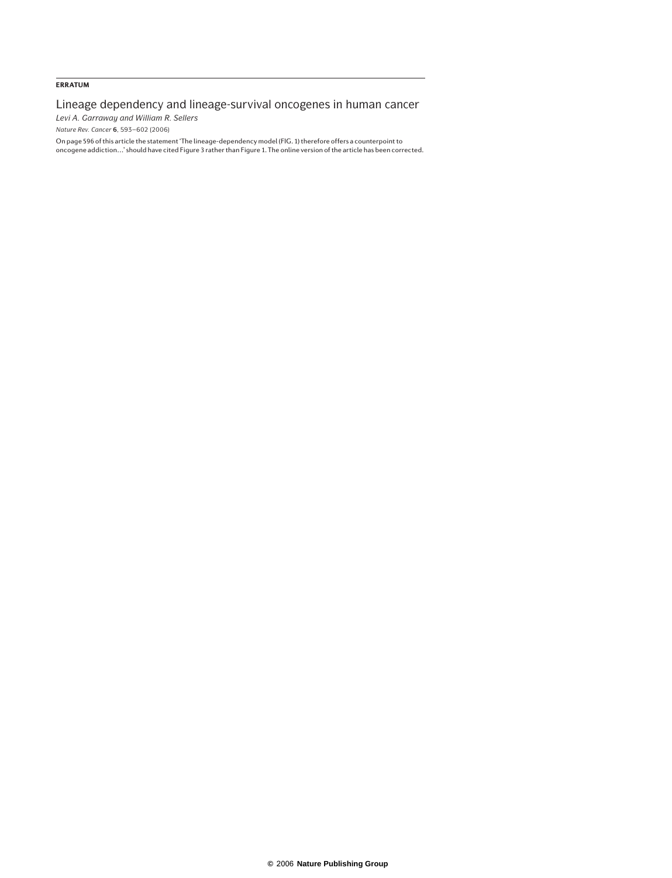**ERRATUM**

## Lineage dependency and lineage-survival oncogenes in human cancer

*Levi A. Garraway and William R. Sellers*

*Nature Rev. Cancer* **6**, 593–602 (2006)

On page 596 of this article the statement 'The lineage-dependency model (FIG. 1) therefore offers a counterpoint to oncogene addiction…' should have cited Figure 3 rather than Figure 1. The online version of the article has been corrected.